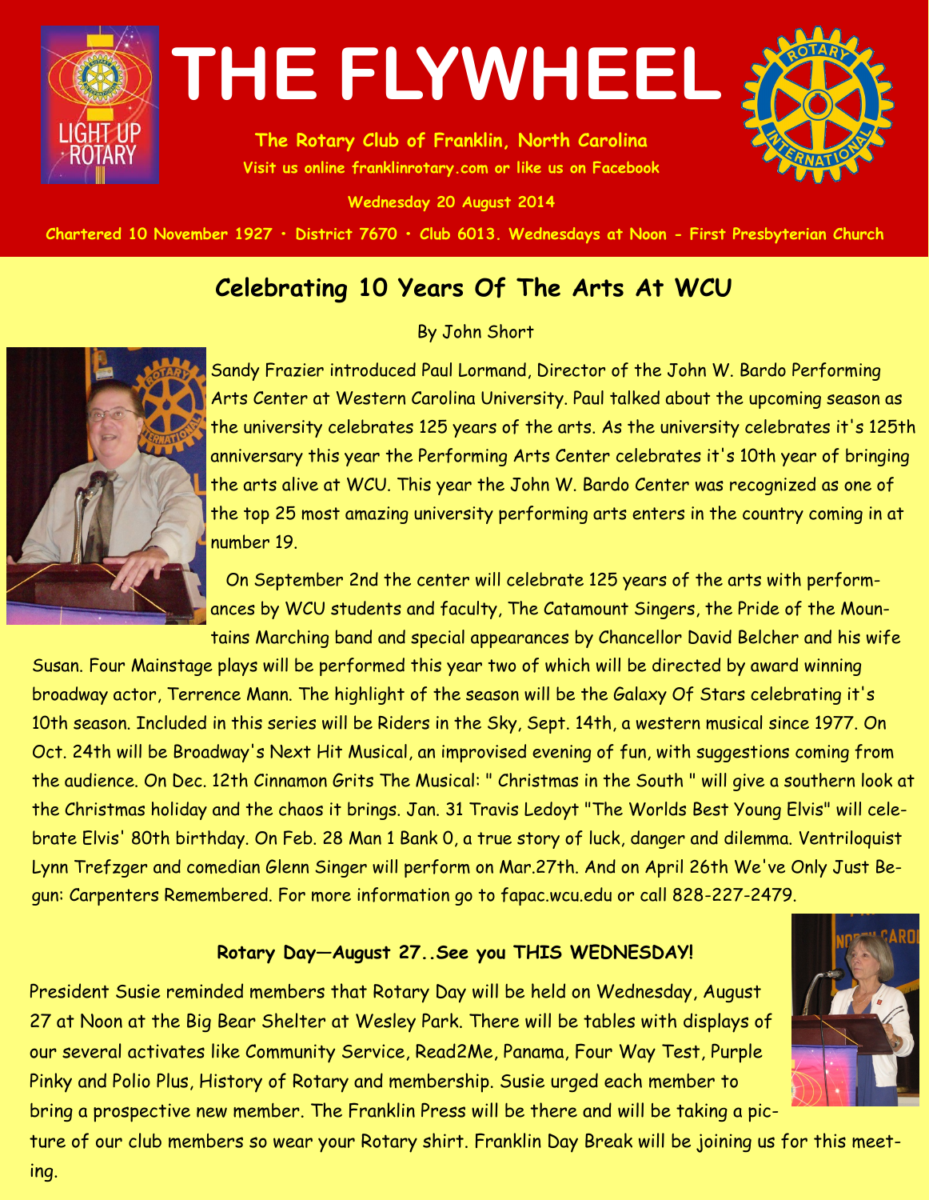# THE FLYWHEEL

**The Rotary Club of Franklin, North Carolina**
**Visit us online franklinrotary.com or like us on Facebook**

**Wednesday 20 August 2014**

**Chartered 10 November 1927 • District 7670 • Club 6013. Wednesdays at Noon - First Presbyterian Church**

## Celebrating 10 Years Of The Arts At WCU

By John Short

Sandy Frazier introduced Paul Lormand, Director of the John W. Bardo Performing Arts Center at Western Carolina University. Paul talked about the upcoming season as the university celebrates 125 years of the arts. As the university celebrates it's 125th anniversary this year the Performing Arts Center celebrates it's 10th year of bringing the arts alive at WCU. This year the John W. Bardo Center was recognized as one of the top 25 most amazing university performing arts enters in the country coming in at number 19.

On September 2nd the center will celebrate 125 years of the arts with performances by WCU students and faculty, The Catamount Singers, the Pride of the Mountains Marching band and special appearances by Chancellor David Belcher and his wife Susan. Four Mainstage plays will be performed this year two of which will be directed by award winning broadway actor, Terrence Mann. The highlight of the season will be the Galaxy Of Stars celebrating it's 10th season. Included in this series will be Riders in the Sky, Sept. 14th, a western musical since 1977. On Oct. 24th will be Broadway's Next Hit Musical, an improvised evening of fun, with suggestions coming from the audience. On Dec. 12th Cinnamon Grits The Musical: " Christmas in the South " will give a southern look at the Christmas holiday and the chaos it brings. Jan. 31 Travis Ledoyt "The Worlds Best Young Elvis" will celebrate Elvis' 80th birthday. On Feb. 28 Man 1 Bank 0, a true story of luck, danger and dilemma. Ventriloquist Lynn Trefzger and comedian Glenn Singer will perform on Mar.27th. And on April 26th We've Only Just Begun: Carpenters Remembered. For more information go to fapac.wcu.edu or call 828-227-2479.

### Rotary Day—August 27..See you THIS WEDNESDAY!

President Susie reminded members that Rotary Day will be held on Wednesday, August 27 at Noon at the Big Bear Shelter at Wesley Park. There will be tables with displays of our several activates like Community Service, Read2Me, Panama, Four Way Test, Purple Pinky and Polio Plus, History of Rotary and membership. Susie urged each member to bring a prospective new member. The Franklin Press will be there and will be taking a picture of our club members so wear your Rotary shirt. Franklin Day Break will be joining us for this meeting.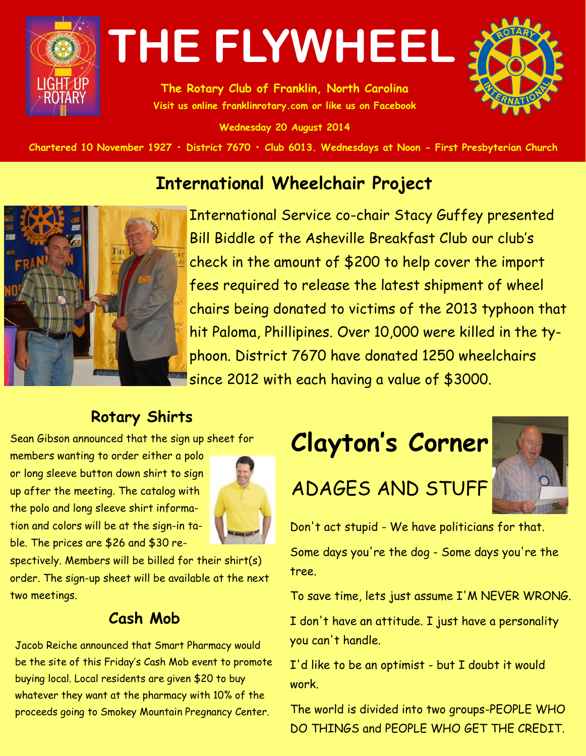# THE FLYWHEEL

**The Rotary Club of Franklin, North Carolina**

**Visit us online franklinrotary.com or like us on Facebook**

**Wednesday 20 August 2014**

**Chartered 10 November 1927 • District 7670 • Club 6013. Wednesdays at Noon - First Presbyterian Church**

## International Wheelchair Project

International Service co-chair Stacy Guffey presented Bill Biddle of the Asheville Breakfast Club our club's check in the amount of $200 to help cover the import fees required to release the latest shipment of wheel chairs being donated to victims of the 2013 typhoon that hit Paloma, Phillipines. Over 10,000 were killed in the typhoon. District 7670 have donated 1250 wheelchairs since 2012 with each having a value of $3000.

### Rotary Shirts

Sean Gibson announced that the sign up sheet for members wanting to order either a polo or long sleeve button down shirt to sign up after the meeting. The catalog with the polo and long sleeve shirt information and colors will be at the sign-in table. The prices are $26 and $30 respectively. Members will be billed for their shirt(s) order. The sign-up sheet will be available at the next two meetings.

### Cash Mob

Jacob Reiche announced that Smart Pharmacy would be the site of this Friday's Cash Mob event to promote buying local. Local residents are given $20 to buy whatever they want at the pharmacy with 10% of the proceeds going to Smokey Mountain Pregnancy Center.

## Clayton's Corner

### ADAGES AND STUFF

Don't act stupid - We have politicians for that.

Some days you're the dog - Some days you're the tree.

To save time, lets just assume I'M NEVER WRONG.

I don't have an attitude. I just have a personality you can't handle.

I'd like to be an optimist - but I doubt it would work.

The world is divided into two groups-PEOPLE WHO DO THINGS and PEOPLE WHO GET THE CREDIT.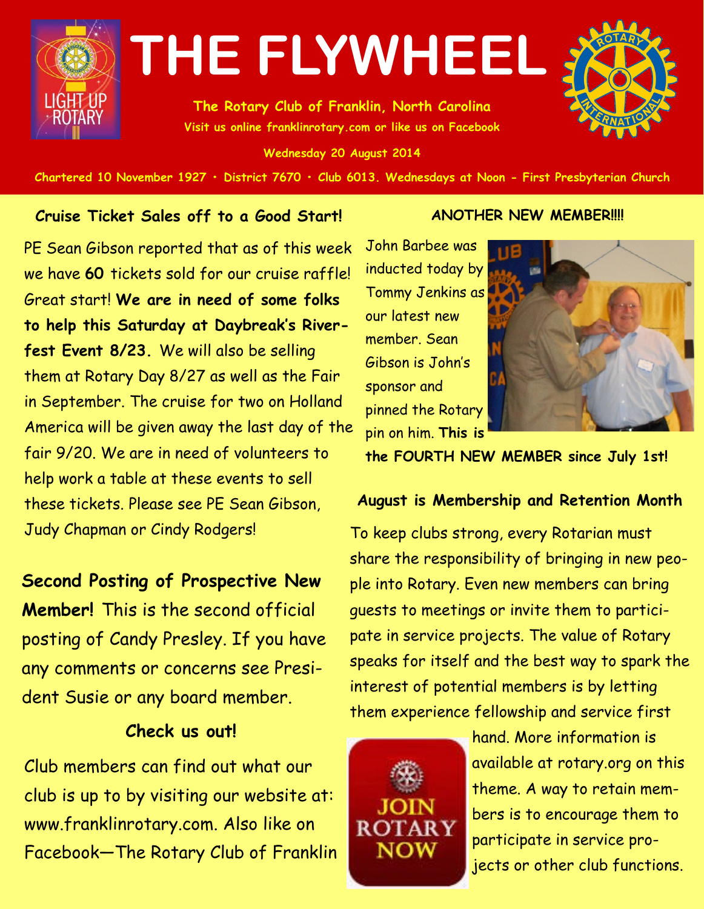# THE FLYWHEEL

**The Rotary Club of Franklin, North Carolina**

**Visit us online franklinrotary.com or like us on Facebook**

**Wednesday 20 August 2014**

**Chartered 10 November 1927 • District 7670 • Club 6013. Wednesdays at Noon - First Presbyterian Church**

## Cruise Ticket Sales off to a Good Start!

PE Sean Gibson reported that as of this week we have **60** tickets sold for our cruise raffle! Great start! **We are in need of some folks to help this Saturday at Daybreak's Riverfest Event 8/23.** We will also be selling them at Rotary Day 8/27 as well as the Fair in September. The cruise for two on Holland America will be given away the last day of the fair 9/20. We are in need of volunteers to help work a table at these events to sell these tickets. Please see PE Sean Gibson, Judy Chapman or Cindy Rodgers!

**Second Posting of Prospective New Member!** This is the second official posting of Candy Presley. If you have any comments or concerns see President Susie or any board member.

## Check us out!

Club members can find out what our club is up to by visiting our website at: www.franklinrotary.com. Also like on Facebook—The Rotary Club of Franklin

## ANOTHER NEW MEMBER!!!!

John Barbee was inducted today by Tommy Jenkins as our latest new member. Sean Gibson is John's sponsor and pinned the Rotary pin on him. **This is the FOURTH NEW MEMBER since July 1st!**

## August is Membership and Retention Month

To keep clubs strong, every Rotarian must share the responsibility of bringing in new people into Rotary. Even new members can bring guests to meetings or invite them to participate in service projects. The value of Rotary speaks for itself and the best way to spark the interest of potential members is by letting them experience fellowship and service first hand. More information is available at rotary.org on this theme. A way to retain members is to encourage them to participate in service projects or other club functions.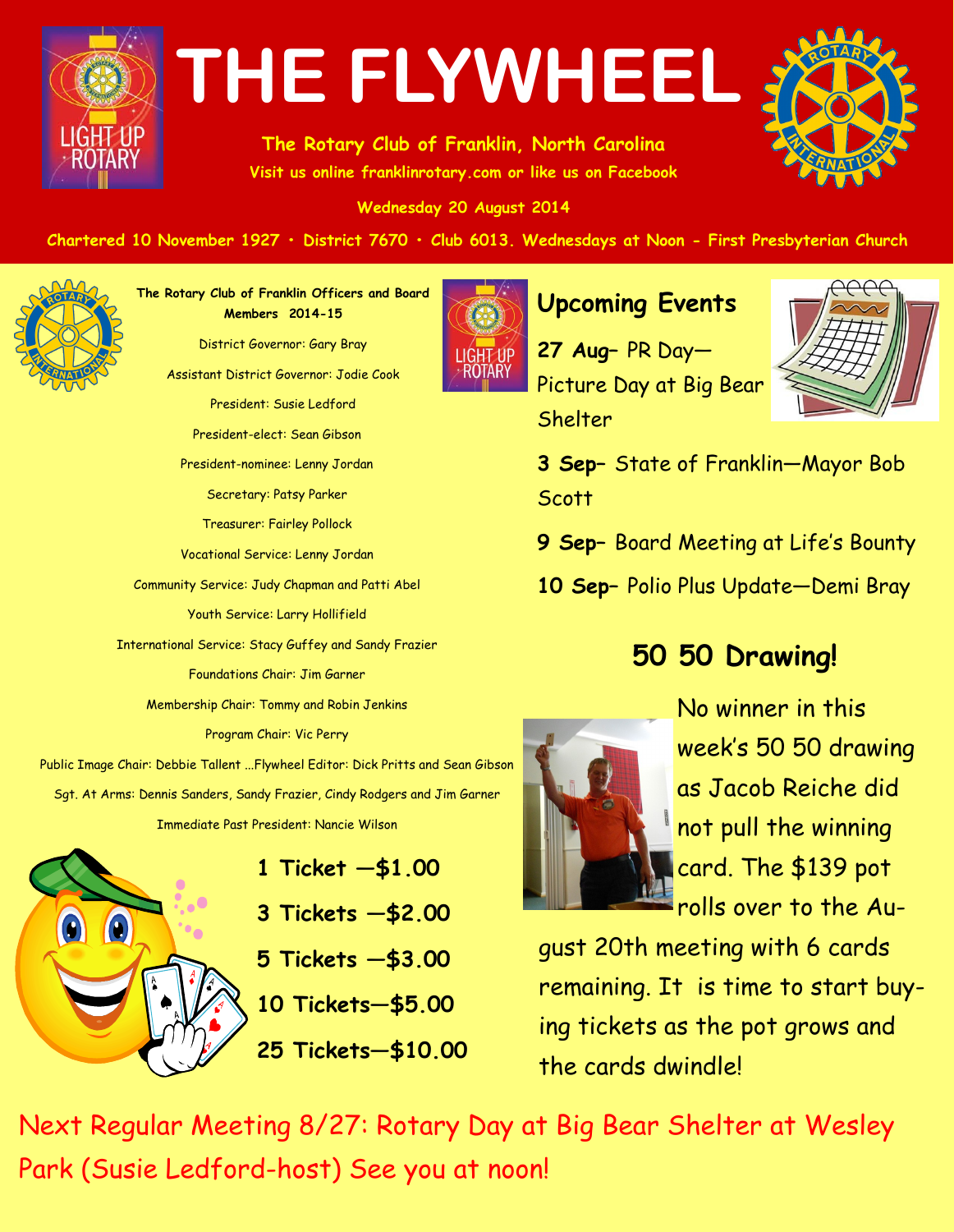# THE FLYWHEEL

**The Rotary Club of Franklin, North Carolina**

**Visit us online franklinrotary.com or like us on Facebook**

**Wednesday 20 August 2014**

**Chartered 10 November 1927 • District 7670 • Club 6013. Wednesdays at Noon - First Presbyterian Church**

**The Rotary Club of Franklin Officers and Board Members 2014-15**

District Governor: Gary Bray

Assistant District Governor: Jodie Cook

President: Susie Ledford

President-elect: Sean Gibson

President-nominee: Lenny Jordan

Secretary: Patsy Parker

Treasurer: Fairley Pollock

Vocational Service: Lenny Jordan

Community Service: Judy Chapman and Patti Abel

Youth Service: Larry Hollifield

International Service: Stacy Guffey and Sandy Frazier

Foundations Chair: Jim Garner

Membership Chair: Tommy and Robin Jenkins

Program Chair: Vic Perry

Public Image Chair: Debbie Tallent ...Flywheel Editor: Dick Pritts and Sean Gibson

Sgt. At Arms: Dennis Sanders, Sandy Frazier, Cindy Rodgers and Jim Garner

Immediate Past President: Nancie Wilson

**1 Ticket —$1.00**

**3 Tickets —$2.00**

**5 Tickets —$3.00**

**10 Tickets—$5.00**

**25 Tickets—$10.00**

## Upcoming Events

**27 Aug–** PR Day—Picture Day at Big Bear Shelter

**3 Sep–** State of Franklin—Mayor Bob Scott

**9 Sep–** Board Meeting at Life's Bounty

**10 Sep–** Polio Plus Update—Demi Bray

## 50 50 Drawing!

No winner in this week's 50 50 drawing as Jacob Reiche did not pull the winning card. The $139 pot rolls over to the August 20th meeting with 6 cards remaining. It is time to start buying tickets as the pot grows and the cards dwindle!

Next Regular Meeting 8/27: Rotary Day at Big Bear Shelter at Wesley Park (Susie Ledford-host) See you at noon!